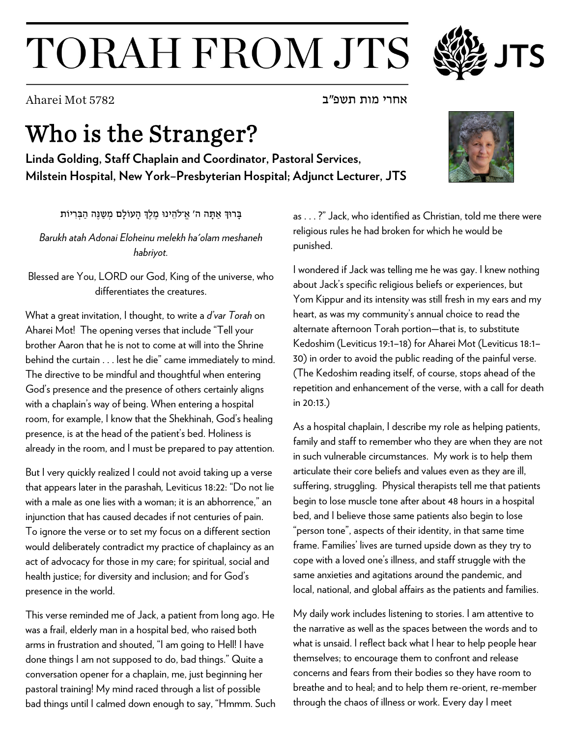# TORAH FROM JTS

Aharei Mot 5782 אחרי מות תשפ״ב

## Who is the Stranger?

**Linda Golding, Staff Chaplain and Coordinator, Pastoral Services, Milstein Hospital, New York–Presbyterian Hospital; Adjunct Lecturer, JTS**

בָּרוּךְ אַתָּה ה' אֱ־לֹהֵינוּ מֶלֶךְ הָעוֹלָם מְשַׁנֶּה הַבְּרִיּוֹת

*Barukh atah Adonai Eloheinu melekh ha'olam meshaneh habriyot.*

Blessed are You, LORD our God, King of the universe, who differentiates the creatures.

What a great invitation, I thought, to write a *d'var Torah* on Aharei Mot! The opening verses that include "Tell your brother Aaron that he is not to come at will into the Shrine behind the curtain . . . lest he die" came immediately to mind. The directive to be mindful and thoughtful when entering God's presence and the presence of others certainly aligns with a chaplain's way of being. When entering a hospital room, for example, I know that the Shekhinah, God's healing presence, is at the head of the patient's bed. Holiness is already in the room, and I must be prepared to pay attention.

But I very quickly realized I could not avoid taking up a verse that appears later in the parashah, Leviticus 18:22: "Do not lie with a male as one lies with a woman; it is an abhorrence," an injunction that has caused decades if not centuries of pain. To ignore the verse or to set my focus on a different section would deliberately contradict my practice of chaplaincy as an act of advocacy for those in my care; for spiritual, social and health justice; for diversity and inclusion; and for God's presence in the world.

This verse reminded me of Jack, a patient from long ago. He was a frail, elderly man in a hospital bed, who raised both arms in frustration and shouted, "I am going to Hell! I have done things I am not supposed to do, bad things." Quite a conversation opener for a chaplain, me, just beginning her pastoral training! My mind raced through a list of possible bad things until I calmed down enough to say, "Hmmm. Such as . . . ?" Jack, who identified as Christian, told me there were religious rules he had broken for which he would be punished.

I wondered if Jack was telling me he was gay. I knew nothing about Jack's specific religious beliefs or experiences, but Yom Kippur and its intensity was still fresh in my ears and my heart, as was my community's annual choice to read the alternate afternoon Torah portion—that is, to substitute Kedoshim (Leviticus 19:1–18) for Aharei Mot (Leviticus 18:1–30) in order to avoid the public reading of the painful verse. (The Kedoshim reading itself, of course, stops ahead of the repetition and enhancement of the verse, with a call for death in 20:13.)

As a hospital chaplain, I describe my role as helping patients, family and staff to remember who they are when they are not in such vulnerable circumstances. My work is to help them articulate their core beliefs and values even as they are ill, suffering, struggling. Physical therapists tell me that patients begin to lose muscle tone after about 48 hours in a hospital bed, and I believe those same patients also begin to lose "person tone", aspects of their identity, in that same time frame. Families' lives are turned upside down as they try to cope with a loved one's illness, and staff struggle with the same anxieties and agitations around the pandemic, and local, national, and global affairs as the patients and families.

My daily work includes listening to stories. I am attentive to the narrative as well as the spaces between the words and to what is unsaid. I reflect back what I hear to help people hear themselves; to encourage them to confront and release concerns and fears from their bodies so they have room to breathe and to heal; and to help them re-orient, re-member through the chaos of illness or work. Every day I meet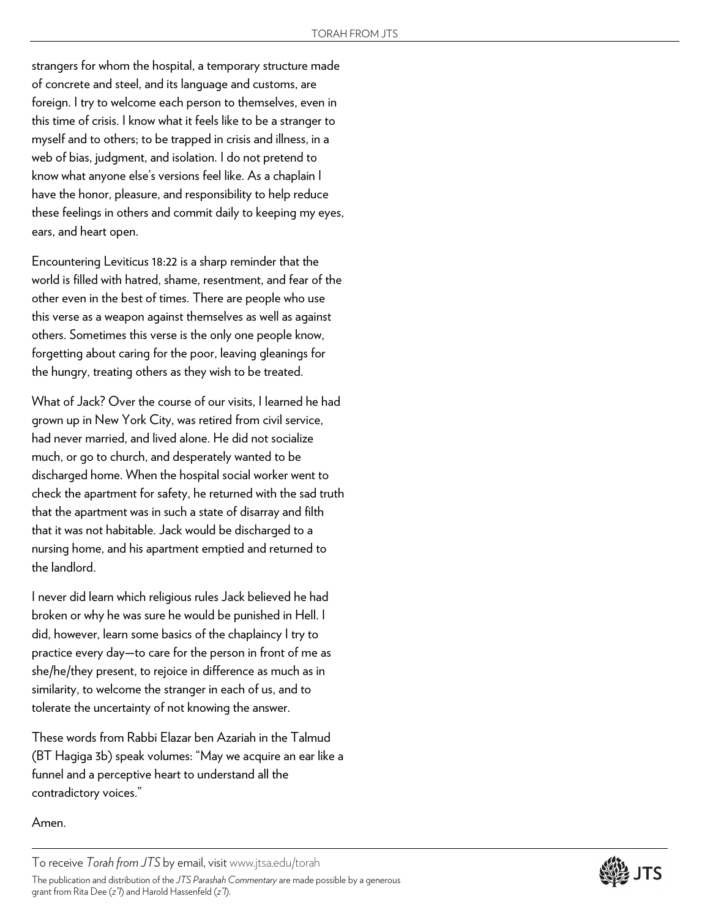strangers for whom the hospital, a temporary structure made of concrete and steel, and its language and customs, are foreign. I try to welcome each person to themselves, even in this time of crisis. I know what it feels like to be a stranger to myself and to others; to be trapped in crisis and illness, in a web of bias, judgment, and isolation. I do not pretend to know what anyone else's versions feel like. As a chaplain I have the honor, pleasure, and responsibility to help reduce these feelings in others and commit daily to keeping my eyes, ears, and heart open.

Encountering Leviticus 18:22 is a sharp reminder that the world is filled with hatred, shame, resentment, and fear of the other even in the best of times. There are people who use this verse as a weapon against themselves as well as against others. Sometimes this verse is the only one people know, forgetting about caring for the poor, leaving gleanings for the hungry, treating others as they wish to be treated.

What of Jack? Over the course of our visits, I learned he had grown up in New York City, was retired from civil service, had never married, and lived alone. He did not socialize much, or go to church, and desperately wanted to be discharged home. When the hospital social worker went to check the apartment for safety, he returned with the sad truth that the apartment was in such a state of disarray and filth that it was not habitable. Jack would be discharged to a nursing home, and his apartment emptied and returned to the landlord.

I never did learn which religious rules Jack believed he had broken or why he was sure he would be punished in Hell. I did, however, learn some basics of the chaplaincy I try to practice every day—to care for the person in front of me as she/he/they present, to rejoice in difference as much as in similarity, to welcome the stranger in each of us, and to tolerate the uncertainty of not knowing the answer.

These words from Rabbi Elazar ben Azariah in the Talmud (BT Hagiga 3b) speak volumes: "May we acquire an ear like a funnel and a perceptive heart to understand all the contradictory voices."

Amen.

To receive *Torah from JTS* by email, visit www.jtsa.edu/torah

The publication and distribution of the *JTS Parashah Commentary* are made possible by a generous grant from Rita Dee (*z"l*) and Harold Hassenfeld (*z"l*).